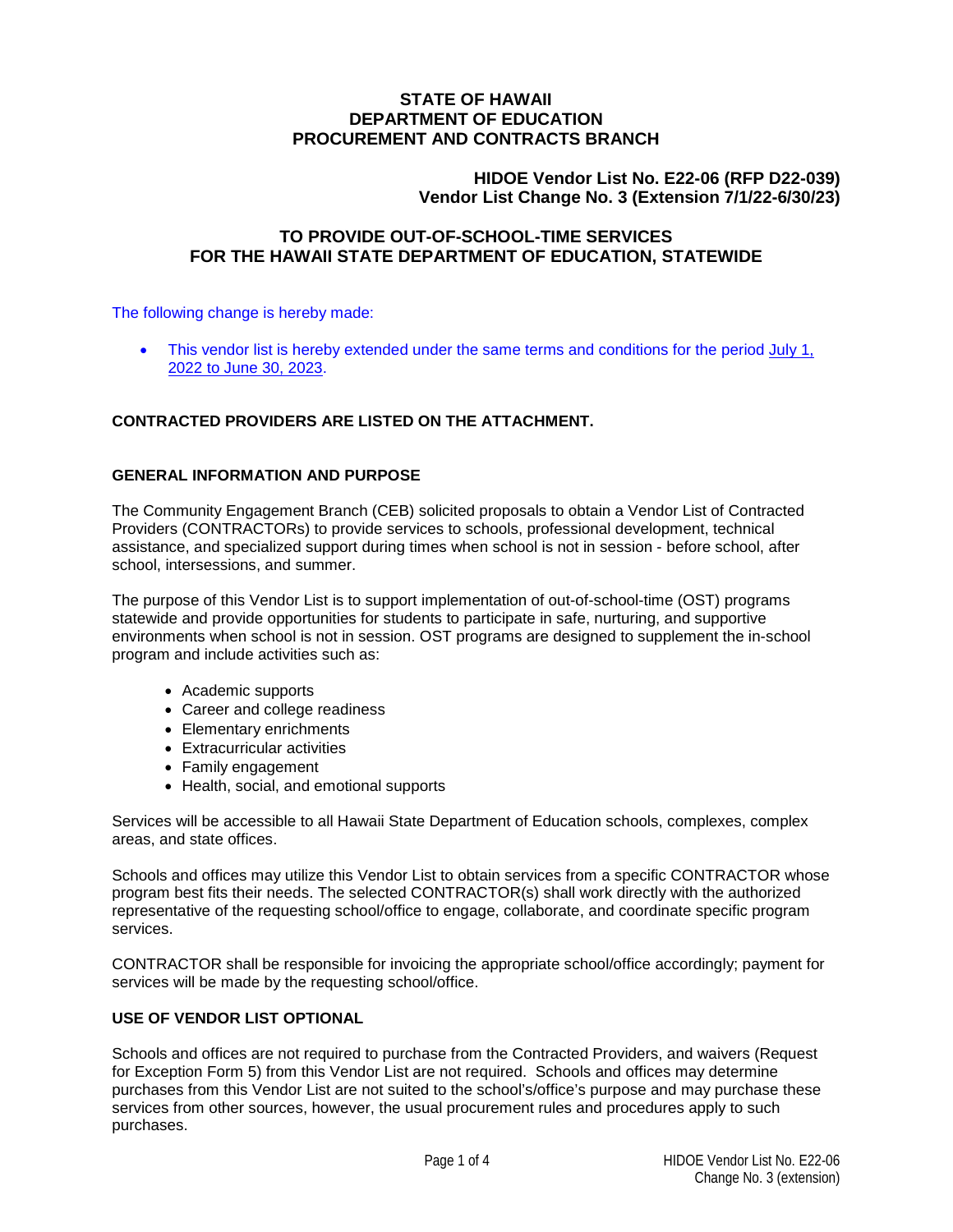# STATE OF HAWAII
# DEPARTMENT OF EDUCATION
# PROCUREMENT AND CONTRACTS BRANCH

**HIDOE Vendor List No. E22-06 (RFP D22-039)**
**Vendor List Change No. 3 (Extension 7/1/22-6/30/23)**

## TO PROVIDE OUT-OF-SCHOOL-TIME SERVICES FOR THE HAWAII STATE DEPARTMENT OF EDUCATION, STATEWIDE

The following change is hereby made:

- This vendor list is hereby extended under the same terms and conditions for the period July 1, 2022 to June 30, 2023.

**CONTRACTED PROVIDERS ARE LISTED ON THE ATTACHMENT.**

### GENERAL INFORMATION AND PURPOSE

The Community Engagement Branch (CEB) solicited proposals to obtain a Vendor List of Contracted Providers (CONTRACTORs) to provide services to schools, professional development, technical assistance, and specialized support during times when school is not in session - before school, after school, intersessions, and summer.

The purpose of this Vendor List is to support implementation of out-of-school-time (OST) programs statewide and provide opportunities for students to participate in safe, nurturing, and supportive environments when school is not in session. OST programs are designed to supplement the in-school program and include activities such as:

- Academic supports
- Career and college readiness
- Elementary enrichments
- Extracurricular activities
- Family engagement
- Health, social, and emotional supports

Services will be accessible to all Hawaii State Department of Education schools, complexes, complex areas, and state offices.

Schools and offices may utilize this Vendor List to obtain services from a specific CONTRACTOR whose program best fits their needs. The selected CONTRACTOR(s) shall work directly with the authorized representative of the requesting school/office to engage, collaborate, and coordinate specific program services.

CONTRACTOR shall be responsible for invoicing the appropriate school/office accordingly; payment for services will be made by the requesting school/office.

### USE OF VENDOR LIST OPTIONAL

Schools and offices are not required to purchase from the Contracted Providers, and waivers (Request for Exception Form 5) from this Vendor List are not required. Schools and offices may determine purchases from this Vendor List are not suited to the school's/office's purpose and may purchase these services from other sources, however, the usual procurement rules and procedures apply to such purchases.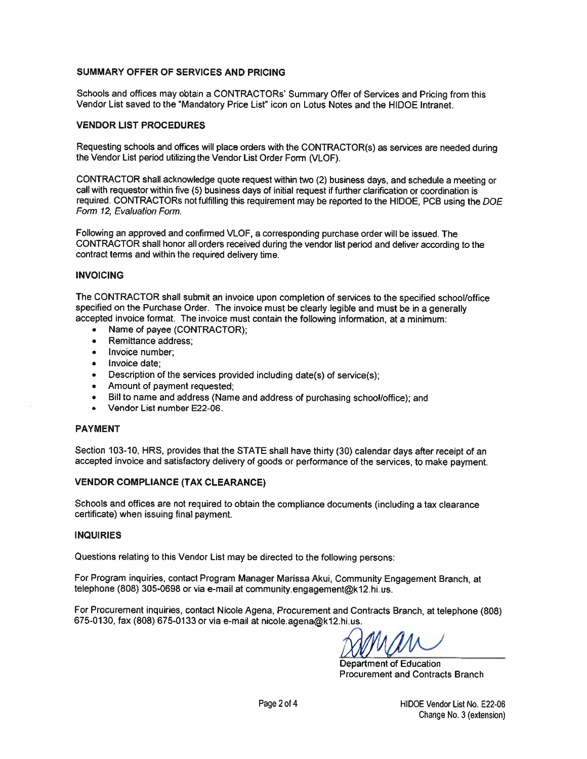### SUMMARY OFFER OF SERVICES AND PRICING

Schools and offices may obtain a CONTRACTORs' Summary Offer of Services and Pricing from this Vendor List saved to the "Mandatory Price List" icon on Lotus Notes and the HIDOE Intranet.

### VENDOR LIST PROCEDURES

Requesting schools and offices will place orders with the CONTRACTOR(s) as services are needed during the Vendor List period utilizing the Vendor List Order Form (VLOF).

CONTRACTOR shall acknowledge quote request within two (2) business days, and schedule a meeting or call with requestor within five (5) business days of initial request if further clarification or coordination is required. CONTRACTORs not fulfilling this requirement may be reported to the HIDOE, PCB using the *DOE Form 12, Evaluation Form.*

Following an approved and confirmed VLOF, a corresponding purchase order will be issued. The CONTRACTOR shall honor all orders received during the vendor list period and deliver according to the contract terms and within the required delivery time.

### INVOICING

The CONTRACTOR shall submit an invoice upon completion of services to the specified school/office specified on the Purchase Order. The invoice must be clearly legible and must be in a generally accepted invoice format. The invoice must contain the following information, at a minimum:

- Name of payee (CONTRACTOR);
- Remittance address;
- Invoice number;
- Invoice date;
- Description of the services provided including date(s) of service(s);
- Amount of payment requested;
- Bill to name and address (Name and address of purchasing school/office); and
- Vendor List number E22-06.

### PAYMENT

Section 103-10, HRS, provides that the STATE shall have thirty (30) calendar days after receipt of an accepted invoice and satisfactory delivery of goods or performance of the services, to make payment.

### VENDOR COMPLIANCE (TAX CLEARANCE)

Schools and offices are not required to obtain the compliance documents (including a tax clearance certificate) when issuing final payment.

### INQUIRIES

Questions relating to this Vendor List may be directed to the following persons:

For Program inquiries, contact Program Manager Marissa Akui, Community Engagement Branch, at telephone (808) 305-0698 or via e-mail at community.engagement@k12.hi.us.

For Procurement inquiries, contact Nicole Agena, Procurement and Contracts Branch, at telephone (808) 675-0130, fax (808) 675-0133 or via e-mail at nicole.agena@k12.hi.us.

Department of Education
Procurement and Contracts Branch

HIDOE Vendor List No. E22-06
Change No. 3 (extension)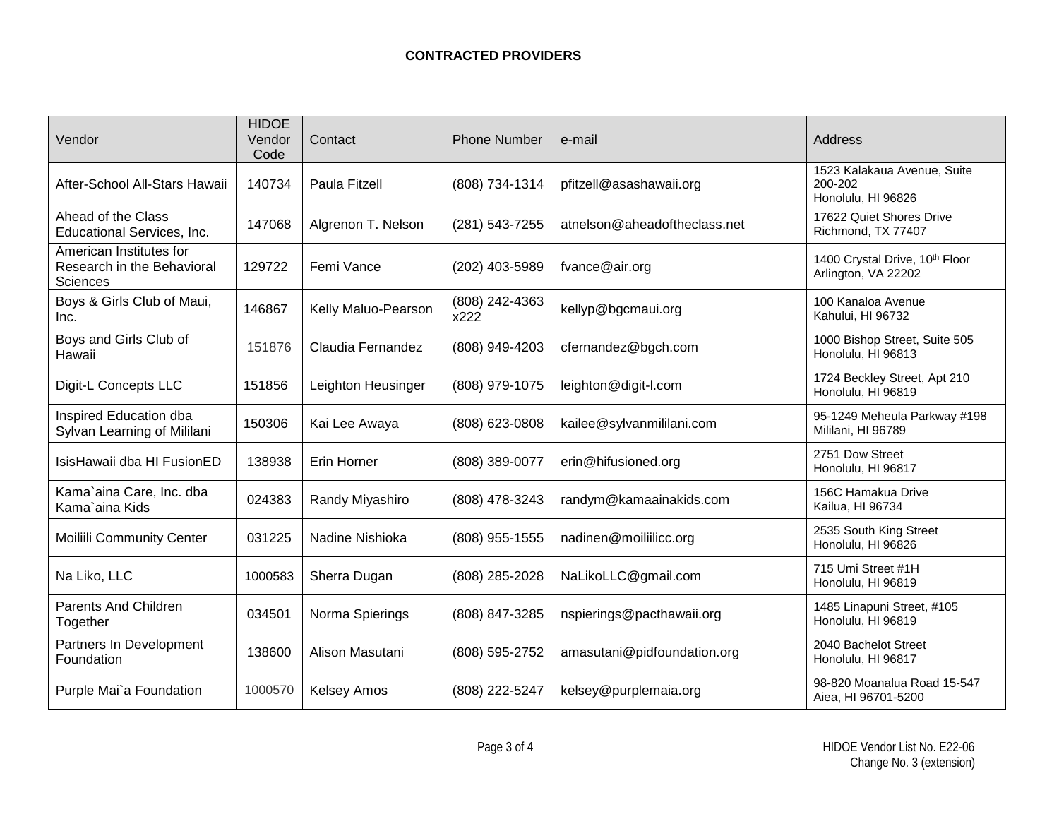**CONTRACTED PROVIDERS**

| Vendor | HIDOE Vendor Code | Contact | Phone Number | e-mail | Address |
|---|---|---|---|---|---|
| After-School All-Stars Hawaii | 140734 | Paula Fitzell | (808) 734-1314 | pfitzell@asashawaii.org | 1523 Kalakaua Avenue, Suite 200-202<br>Honolulu, HI 96826 |
| Ahead of the Class Educational Services, Inc. | 147068 | Algrenon T. Nelson | (281) 543-7255 | atnelson@aheadoftheclass.net | 17622 Quiet Shores Drive<br>Richmond, TX 77407 |
| American Institutes for Research in the Behavioral Sciences | 129722 | Femi Vance | (202) 403-5989 | fvance@air.org | 1400 Crystal Drive, 10th Floor<br>Arlington, VA 22202 |
| Boys & Girls Club of Maui, Inc. | 146867 | Kelly Maluo-Pearson | (808) 242-4363 x222 | kellyp@bgcmaui.org | 100 Kanaloa Avenue<br>Kahului, HI 96732 |
| Boys and Girls Club of Hawaii | 151876 | Claudia Fernandez | (808) 949-4203 | cfernandez@bgch.com | 1000 Bishop Street, Suite 505<br>Honolulu, HI 96813 |
| Digit-L Concepts LLC | 151856 | Leighton Heusinger | (808) 979-1075 | leighton@digit-l.com | 1724 Beckley Street, Apt 210<br>Honolulu, HI 96819 |
| Inspired Education dba Sylvan Learning of Mililani | 150306 | Kai Lee Awaya | (808) 623-0808 | kailee@sylvanmililani.com | 95-1249 Meheula Parkway #198<br>Mililani, HI 96789 |
| IsisHawaii dba HI FusionED | 138938 | Erin Horner | (808) 389-0077 | erin@hifusioned.org | 2751 Dow Street<br>Honolulu, HI 96817 |
| Kama`aina Care, Inc. dba Kama`aina Kids | 024383 | Randy Miyashiro | (808) 478-3243 | randym@kamaainakids.com | 156C Hamakua Drive<br>Kailua, HI 96734 |
| Moiliili Community Center | 031225 | Nadine Nishioka | (808) 955-1555 | nadinen@moiliilicc.org | 2535 South King Street<br>Honolulu, HI 96826 |
| Na Liko, LLC | 1000583 | Sherra Dugan | (808) 285-2028 | NaLikoLLC@gmail.com | 715 Umi Street #1H<br>Honolulu, HI 96819 |
| Parents And Children Together | 034501 | Norma Spierings | (808) 847-3285 | nspierings@pacthawaii.org | 1485 Linapuni Street, #105<br>Honolulu, HI 96819 |
| Partners In Development Foundation | 138600 | Alison Masutani | (808) 595-2752 | amasutani@pidfoundation.org | 2040 Bachelot Street<br>Honolulu, HI 96817 |
| Purple Mai`a Foundation | 1000570 | Kelsey Amos | (808) 222-5247 | kelsey@purplemaia.org | 98-820 Moanalua Road 15-547<br>Aiea, HI 96701-5200 |

HIDOE Vendor List No. E22-06
Change No. 3 (extension)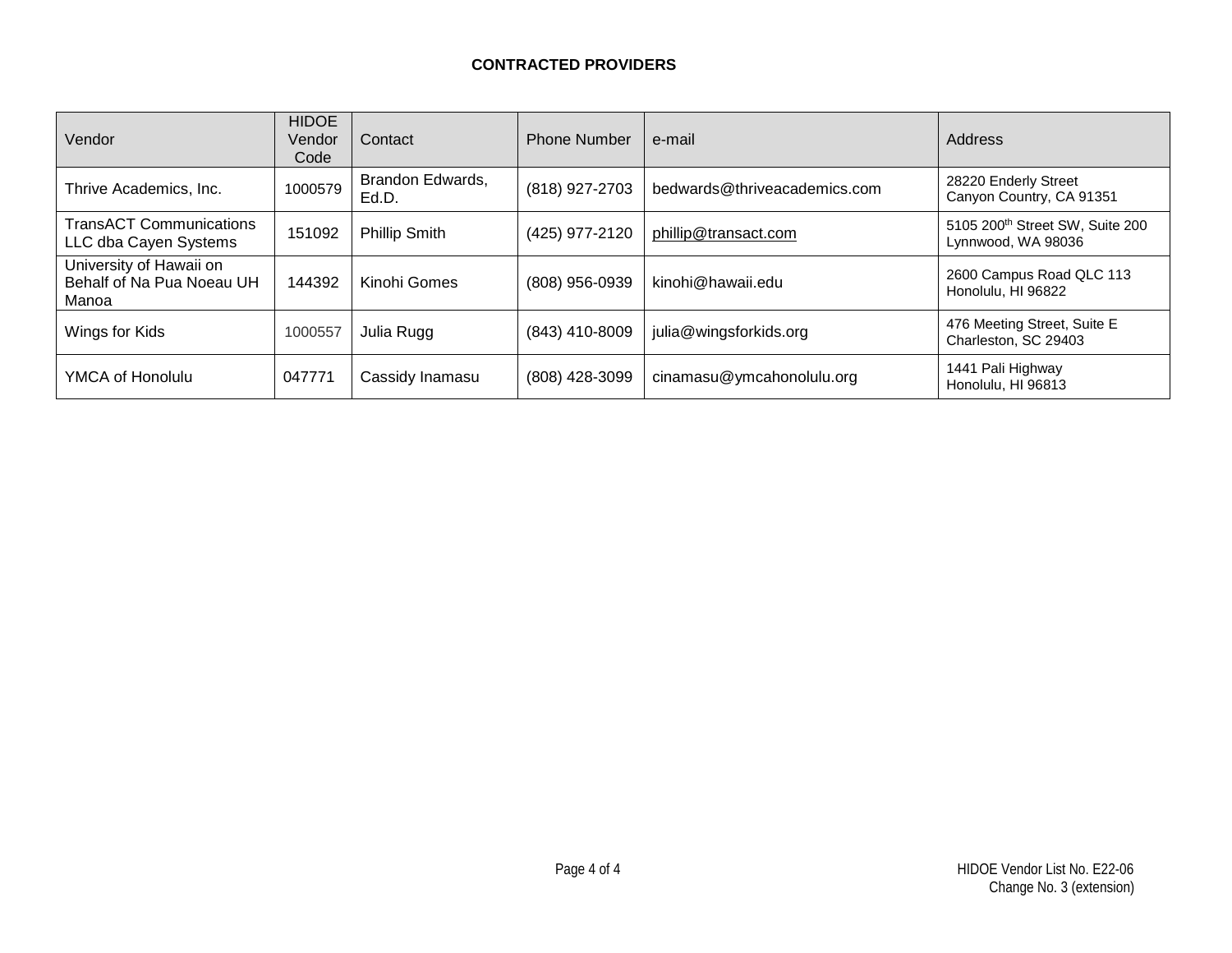**CONTRACTED PROVIDERS**

| Vendor | HIDOE Vendor Code | Contact | Phone Number | e-mail | Address |
|---|---|---|---|---|---|
| Thrive Academics, Inc. | 1000579 | Brandon Edwards, Ed.D. | (818) 927-2703 | bedwards@thriveacademics.com | 28220 Enderly Street<br>Canyon Country, CA 91351 |
| TransACT Communications LLC dba Cayen Systems | 151092 | Phillip Smith | (425) 977-2120 | phillip@transact.com | 5105 200th Street SW, Suite 200<br>Lynnwood, WA 98036 |
| University of Hawaii on Behalf of Na Pua Noeau UH Manoa | 144392 | Kinohi Gomes | (808) 956-0939 | kinohi@hawaii.edu | 2600 Campus Road QLC 113<br>Honolulu, HI 96822 |
| Wings for Kids | 1000557 | Julia Rugg | (843) 410-8009 | julia@wingsforkids.org | 476 Meeting Street, Suite E<br>Charleston, SC 29403 |
| YMCA of Honolulu | 047771 | Cassidy Inamasu | (808) 428-3099 | cinamasu@ymcahonolulu.org | 1441 Pali Highway<br>Honolulu, HI 96813 |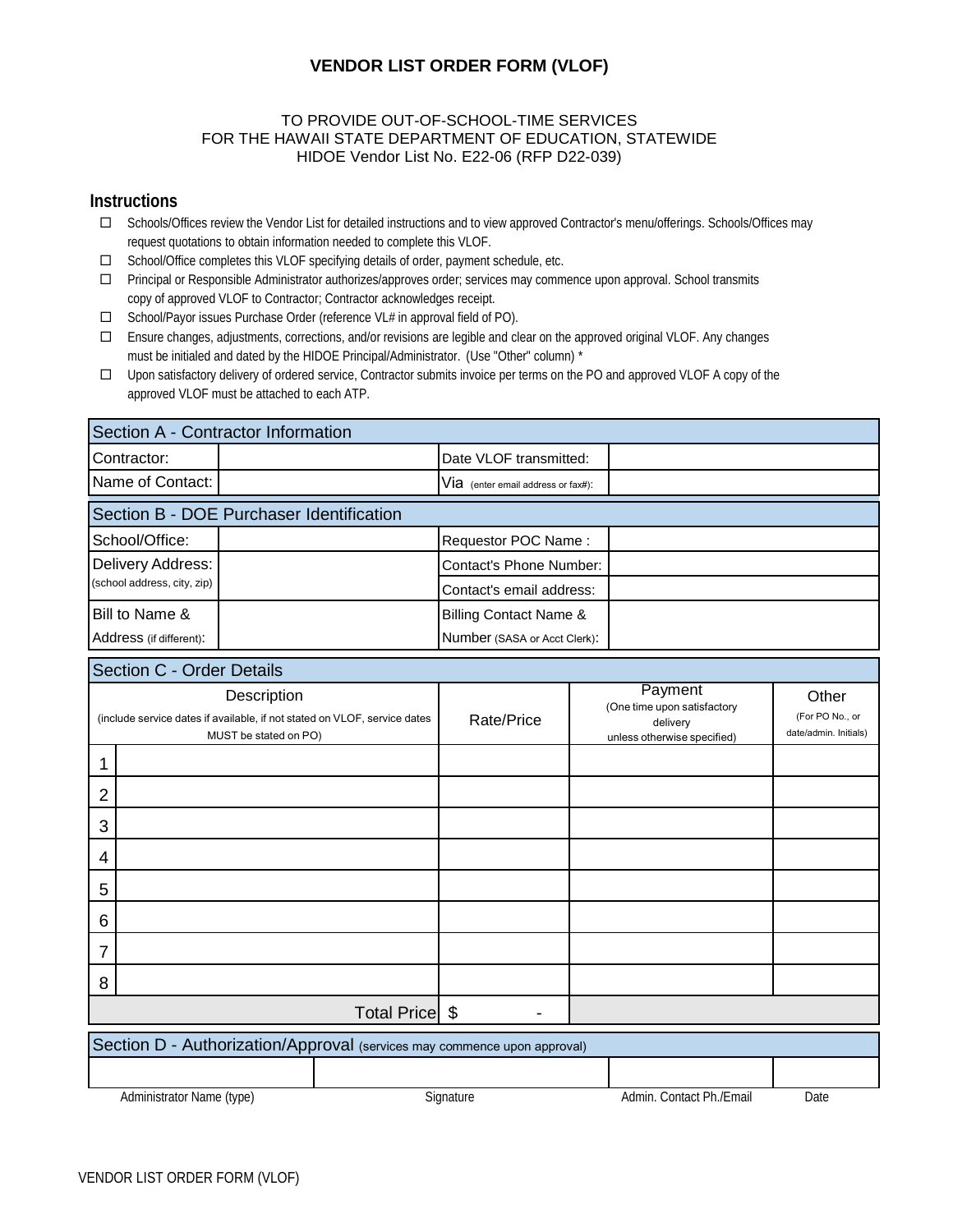# VENDOR LIST ORDER FORM (VLOF)

TO PROVIDE OUT-OF-SCHOOL-TIME SERVICES
FOR THE HAWAII STATE DEPARTMENT OF EDUCATION, STATEWIDE
HIDOE Vendor List No. E22-06 (RFP D22-039)

## Instructions

- ☐ Schools/Offices review the Vendor List for detailed instructions and to view approved Contractor's menu/offerings. Schools/Offices may request quotations to obtain information needed to complete this VLOF.
- ☐ School/Office completes this VLOF specifying details of order, payment schedule, etc.
- ☐ Principal or Responsible Administrator authorizes/approves order; services may commence upon approval. School transmits copy of approved VLOF to Contractor; Contractor acknowledges receipt.
- ☐ School/Payor issues Purchase Order (reference VL# in approval field of PO).
- ☐ Ensure changes, adjustments, corrections, and/or revisions are legible and clear on the approved original VLOF. Any changes must be initialed and dated by the HIDOE Principal/Administrator. (Use "Other" column) *
- ☐ Upon satisfactory delivery of ordered service, Contractor submits invoice per terms on the PO and approved VLOF A copy of the approved VLOF must be attached to each ATP.

| Section A - Contractor Information | | | |
|---|---|---|---|
| Contractor: | | Date VLOF transmitted: | |
| Name of Contact: | | Via (enter email address or fax#): | |

| Section B - DOE Purchaser Identification | | | |
|---|---|---|---|
| School/Office: | | Requestor POC Name : | |
| Delivery Address: (school address, city, zip) | | Contact's Phone Number: | |
| | | Contact's email address: | |
| Bill to Name & Address (if different): | | Billing Contact Name & Number (SASA or Acct Clerk): | |

| Section C - Order Details | | | | |
|---|---|---|---|---|
| | Description (include service dates if available, if not stated on VLOF, service dates MUST be stated on PO) | Rate/Price | Payment (One time upon satisfactory delivery unless otherwise specified) | Other (For PO No., or date/admin. Initials) |
| 1 | | | | |
| 2 | | | | |
| 3 | | | | |
| 4 | | | | |
| 5 | | | | |
| 6 | | | | |
| 7 | | | | |
| 8 | | | | |
| | Total Price | $ - | | |

| Section D - Authorization/Approval (services may commence upon approval) | | | |
|---|---|---|---|
| | | | |
| Administrator Name (type) | Signature | Admin. Contact Ph./Email | Date |

VENDOR LIST ORDER FORM (VLOF)